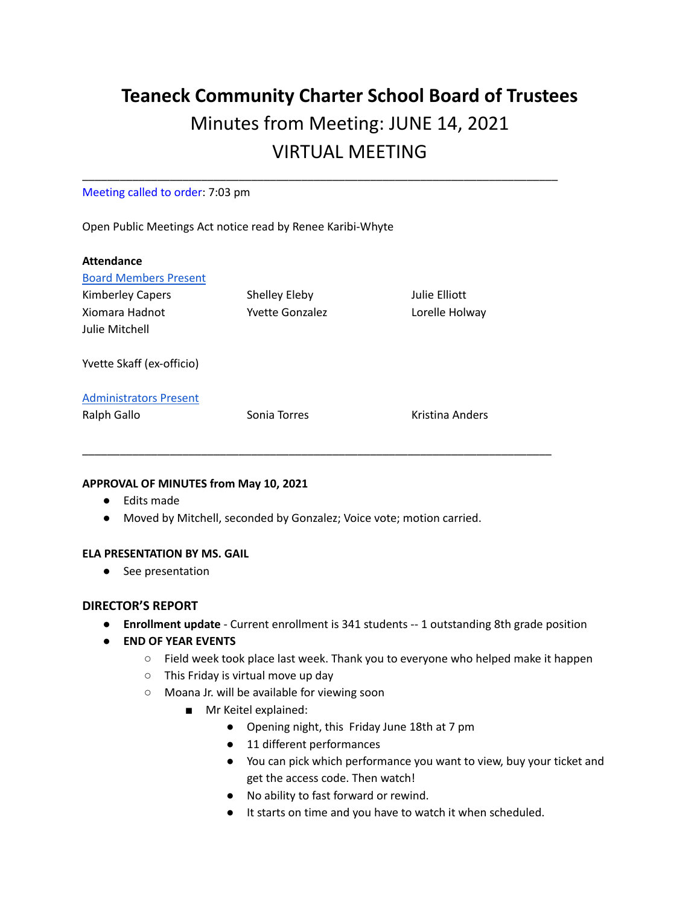# Teaneck Community Charter School Board of Trustees

## Minutes from Meeting: JUNE 14, 2021

## VIRTUAL MEETING

---

Meeting called to order: 7:03 pm

Open Public Meetings Act notice read by Renee Karibi-Whyte

**Attendance**

Board Members Present

Kimberley Capers, Shelley Eleby, Julie Elliott, Xiomara Hadnot, Yvette Gonzalez, Lorelle Holway, Julie Mitchell

Yvette Skaff (ex-officio)

Administrators Present

Ralph Gallo, Sonia Torres, Kristina Anders

---

**APPROVAL OF MINUTES from May 10, 2021**

- Edits made
- Moved by Mitchell, seconded by Gonzalez; Voice vote; motion carried.

**ELA PRESENTATION BY MS. GAIL**

- See presentation

**DIRECTOR'S REPORT**

- **Enrollment update** - Current enrollment is 341 students -- 1 outstanding 8th grade position
- **END OF YEAR EVENTS**
  - Field week took place last week. Thank you to everyone who helped make it happen
  - This Friday is virtual move up day
  - Moana Jr. will be available for viewing soon
    - Mr Keitel explained:
      - Opening night, this Friday June 18th at 7 pm
      - 11 different performances
      - You can pick which performance you want to view, buy your ticket and get the access code. Then watch!
      - No ability to fast forward or rewind.
      - It starts on time and you have to watch it when scheduled.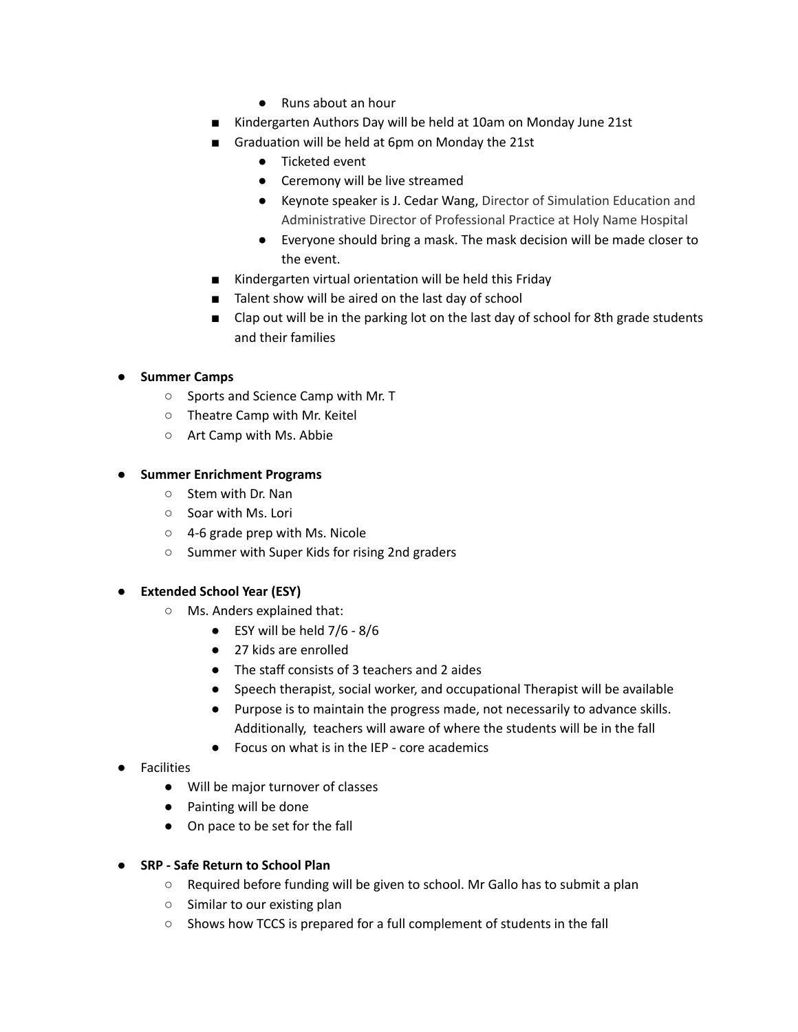- Runs about an hour
    - Kindergarten Authors Day will be held at 10am on Monday June 21st
    - Graduation will be held at 6pm on Monday the 21st
        - Ticketed event
        - Ceremony will be live streamed
        - Keynote speaker is J. Cedar Wang, Director of Simulation Education and Administrative Director of Professional Practice at Holy Name Hospital
        - Everyone should bring a mask. The mask decision will be made closer to the event.
    - Kindergarten virtual orientation will be held this Friday
    - Talent show will be aired on the last day of school
    - Clap out will be in the parking lot on the last day of school for 8th grade students and their families

- **Summer Camps**
    - Sports and Science Camp with Mr. T
    - Theatre Camp with Mr. Keitel
    - Art Camp with Ms. Abbie

- **Summer Enrichment Programs**
    - Stem with Dr. Nan
    - Soar with Ms. Lori
    - 4-6 grade prep with Ms. Nicole
    - Summer with Super Kids for rising 2nd graders

- **Extended School Year (ESY)**
    - Ms. Anders explained that:
        - ESY will be held 7/6 - 8/6
        - 27 kids are enrolled
        - The staff consists of 3 teachers and 2 aides
        - Speech therapist, social worker, and occupational Therapist will be available
        - Purpose is to maintain the progress made, not necessarily to advance skills. Additionally, teachers will aware of where the students will be in the fall
        - Focus on what is in the IEP - core academics
- Facilities
    - Will be major turnover of classes
    - Painting will be done
    - On pace to be set for the fall

- **SRP - Safe Return to School Plan**
    - Required before funding will be given to school. Mr Gallo has to submit a plan
    - Similar to our existing plan
    - Shows how TCCS is prepared for a full complement of students in the fall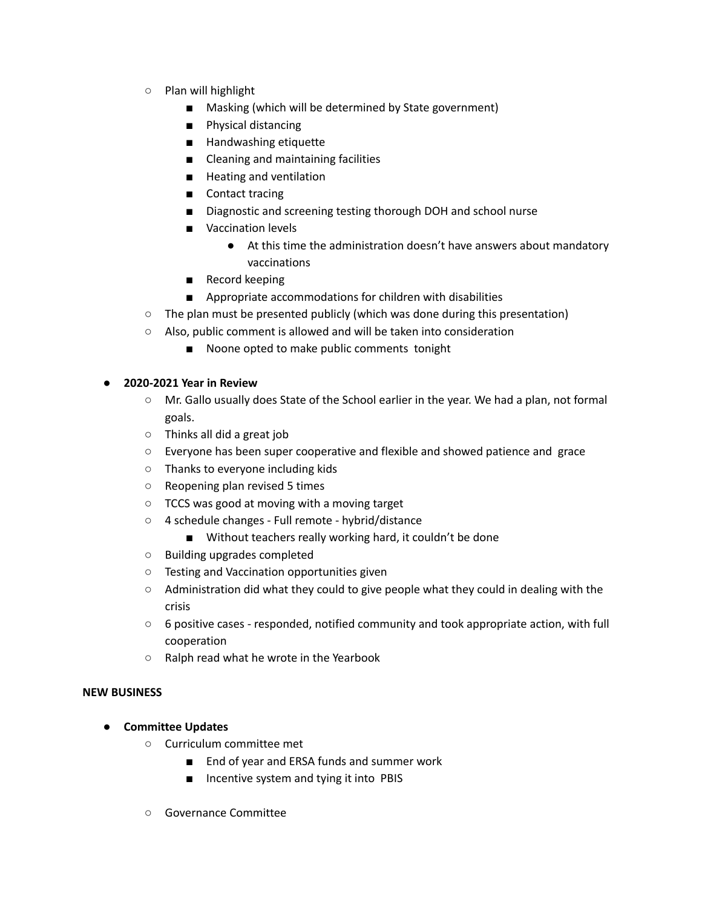- Plan will highlight
    - Masking (which will be determined by State government)
    - Physical distancing
    - Handwashing etiquette
    - Cleaning and maintaining facilities
    - Heating and ventilation
    - Contact tracing
    - Diagnostic and screening testing thorough DOH and school nurse
    - Vaccination levels
        - At this time the administration doesn't have answers about mandatory vaccinations
    - Record keeping
    - Appropriate accommodations for children with disabilities
- The plan must be presented publicly (which was done during this presentation)
- Also, public comment is allowed and will be taken into consideration
    - Noone opted to make public comments tonight

- **2020-2021 Year in Review**
    - Mr. Gallo usually does State of the School earlier in the year. We had a plan, not formal goals.
    - Thinks all did a great job
    - Everyone has been super cooperative and flexible and showed patience and grace
    - Thanks to everyone including kids
    - Reopening plan revised 5 times
    - TCCS was good at moving with a moving target
    - 4 schedule changes - Full remote - hybrid/distance
        - Without teachers really working hard, it couldn't be done
    - Building upgrades completed
    - Testing and Vaccination opportunities given
    - Administration did what they could to give people what they could in dealing with the crisis
    - 6 positive cases - responded, notified community and took appropriate action, with full cooperation
    - Ralph read what he wrote in the Yearbook

**NEW BUSINESS**

- **Committee Updates**
    - Curriculum committee met
        - End of year and ERSA funds and summer work
        - Incentive system and tying it into PBIS
    - Governance Committee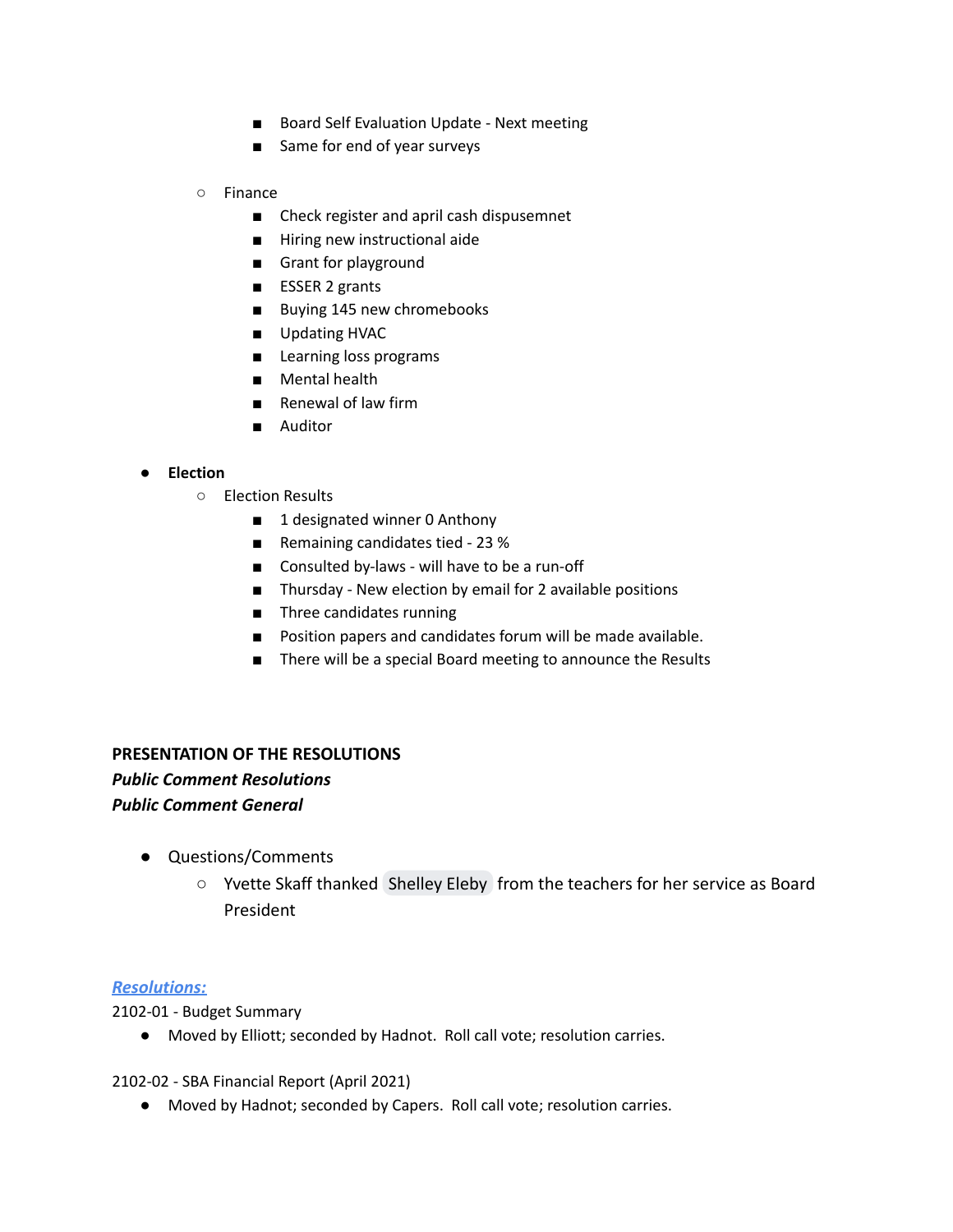- Board Self Evaluation Update - Next meeting
        - Same for end of year surveys

    - Finance
        - Check register and april cash dispusemnet
        - Hiring new instructional aide
        - Grant for playground
        - ESSER 2 grants
        - Buying 145 new chromebooks
        - Updating HVAC
        - Learning loss programs
        - Mental health
        - Renewal of law firm
        - Auditor

- **Election**
    - Election Results
        - 1 designated winner 0 Anthony
        - Remaining candidates tied - 23 %
        - Consulted by-laws - will have to be a run-off
        - Thursday - New election by email for 2 available positions
        - Three candidates running
        - Position papers and candidates forum will be made available.
        - There will be a special Board meeting to announce the Results

**PRESENTATION OF THE RESOLUTIONS**

***Public Comment Resolutions***

***Public Comment General***

- Questions/Comments
    - Yvette Skaff thanked Shelley Eleby from the teachers for her service as Board President

***Resolutions:***

2102-01 - Budget Summary

- Moved by Elliott; seconded by Hadnot. Roll call vote; resolution carries.

2102-02 - SBA Financial Report (April 2021)

- Moved by Hadnot; seconded by Capers. Roll call vote; resolution carries.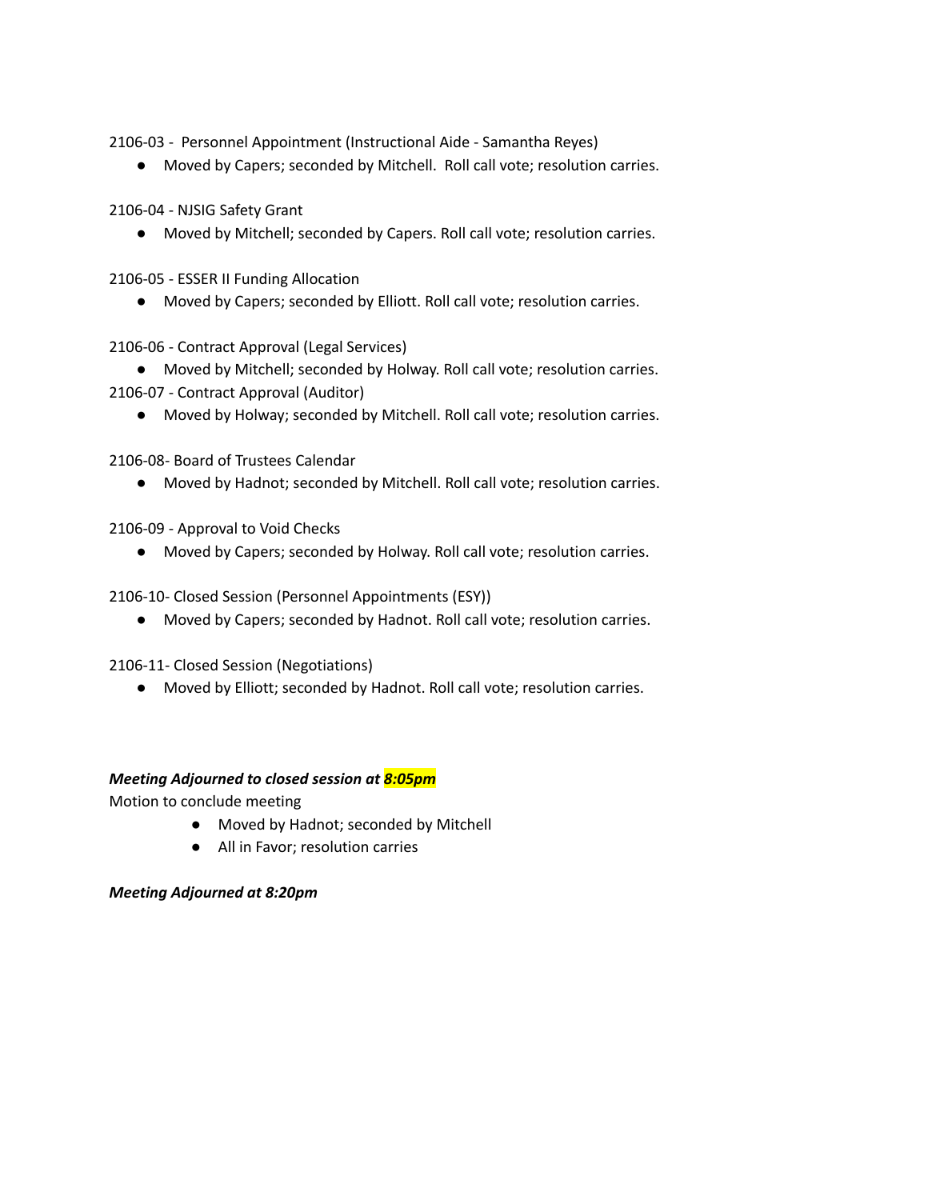2106-03 - Personnel Appointment (Instructional Aide - Samantha Reyes)

- Moved by Capers; seconded by Mitchell. Roll call vote; resolution carries.

2106-04 - NJSIG Safety Grant

- Moved by Mitchell; seconded by Capers. Roll call vote; resolution carries.

2106-05 - ESSER II Funding Allocation

- Moved by Capers; seconded by Elliott. Roll call vote; resolution carries.

2106-06 - Contract Approval (Legal Services)

- Moved by Mitchell; seconded by Holway. Roll call vote; resolution carries.

2106-07 - Contract Approval (Auditor)

- Moved by Holway; seconded by Mitchell. Roll call vote; resolution carries.

2106-08- Board of Trustees Calendar

- Moved by Hadnot; seconded by Mitchell. Roll call vote; resolution carries.

2106-09 - Approval to Void Checks

- Moved by Capers; seconded by Holway. Roll call vote; resolution carries.

2106-10- Closed Session (Personnel Appointments (ESY))

- Moved by Capers; seconded by Hadnot. Roll call vote; resolution carries.

2106-11- Closed Session (Negotiations)

- Moved by Elliott; seconded by Hadnot. Roll call vote; resolution carries.

***Meeting Adjourned to closed session at 8:05pm***

Motion to conclude meeting

- Moved by Hadnot; seconded by Mitchell
- All in Favor; resolution carries

***Meeting Adjourned at 8:20pm***